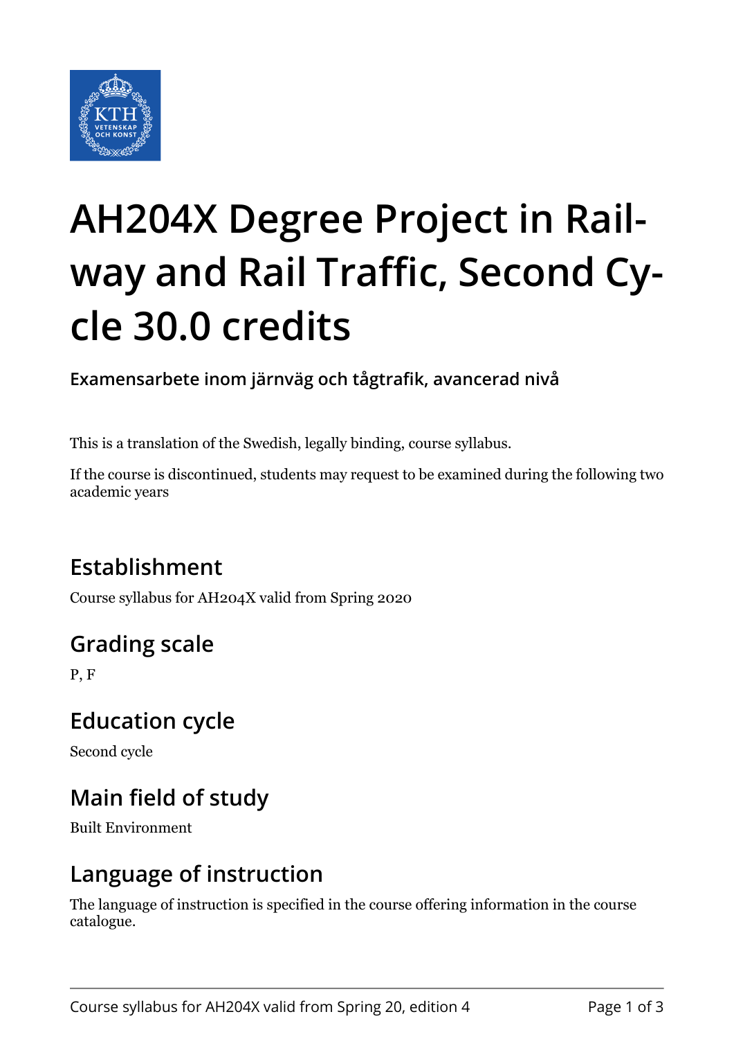# AH204X Degree Project in Railway and Rail Traffic, Second Cycle 30.0 credits

**Examensarbete inom järnväg och tågtrafik, avancerad nivå**

This is a translation of the Swedish, legally binding, course syllabus.

If the course is discontinued, students may request to be examined during the following two academic years

## Establishment

Course syllabus for AH204X valid from Spring 2020

## Grading scale

P, F

## Education cycle

Second cycle

## Main field of study

Built Environment

## Language of instruction

The language of instruction is specified in the course offering information in the course catalogue.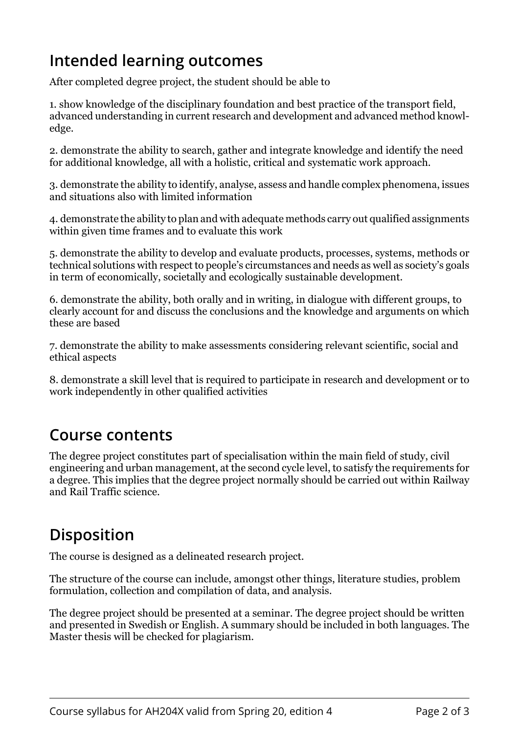## Intended learning outcomes

After completed degree project, the student should be able to

1. show knowledge of the disciplinary foundation and best practice of the transport field, advanced understanding in current research and development and advanced method knowledge.

2. demonstrate the ability to search, gather and integrate knowledge and identify the need for additional knowledge, all with a holistic, critical and systematic work approach.

3. demonstrate the ability to identify, analyse, assess and handle complex phenomena, issues and situations also with limited information

4. demonstrate the ability to plan and with adequate methods carry out qualified assignments within given time frames and to evaluate this work

5. demonstrate the ability to develop and evaluate products, processes, systems, methods or technical solutions with respect to people's circumstances and needs as well as society's goals in term of economically, societally and ecologically sustainable development.

6. demonstrate the ability, both orally and in writing, in dialogue with different groups, to clearly account for and discuss the conclusions and the knowledge and arguments on which these are based

7. demonstrate the ability to make assessments considering relevant scientific, social and ethical aspects

8. demonstrate a skill level that is required to participate in research and development or to work independently in other qualified activities

## Course contents

The degree project constitutes part of specialisation within the main field of study, civil engineering and urban management, at the second cycle level, to satisfy the requirements for a degree. This implies that the degree project normally should be carried out within Railway and Rail Traffic science.

## Disposition

The course is designed as a delineated research project.

The structure of the course can include, amongst other things, literature studies, problem formulation, collection and compilation of data, and analysis.

The degree project should be presented at a seminar. The degree project should be written and presented in Swedish or English. A summary should be included in both languages. The Master thesis will be checked for plagiarism.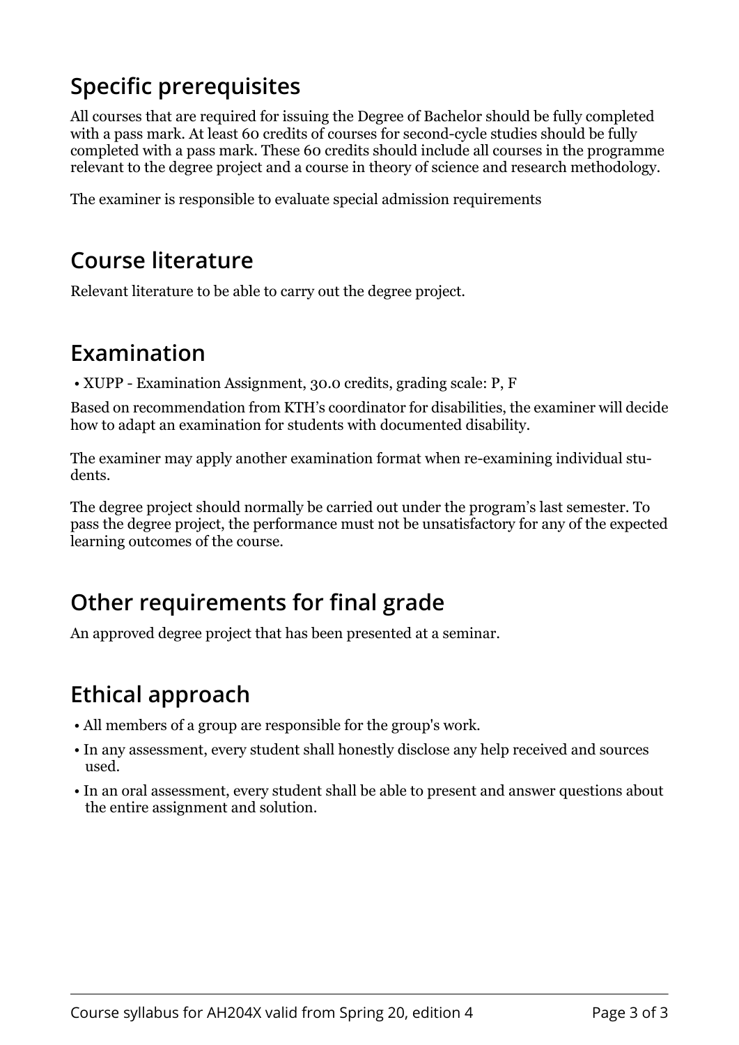## Specific prerequisites

All courses that are required for issuing the Degree of Bachelor should be fully completed with a pass mark. At least 60 credits of courses for second-cycle studies should be fully completed with a pass mark. These 60 credits should include all courses in the programme relevant to the degree project and a course in theory of science and research methodology.

The examiner is responsible to evaluate special admission requirements

## Course literature

Relevant literature to be able to carry out the degree project.

## Examination

- XUPP - Examination Assignment, 30.0 credits, grading scale: P, F

Based on recommendation from KTH's coordinator for disabilities, the examiner will decide how to adapt an examination for students with documented disability.

The examiner may apply another examination format when re-examining individual students.

The degree project should normally be carried out under the program's last semester. To pass the degree project, the performance must not be unsatisfactory for any of the expected learning outcomes of the course.

## Other requirements for final grade

An approved degree project that has been presented at a seminar.

## Ethical approach

- All members of a group are responsible for the group's work.
- In any assessment, every student shall honestly disclose any help received and sources used.
- In an oral assessment, every student shall be able to present and answer questions about the entire assignment and solution.